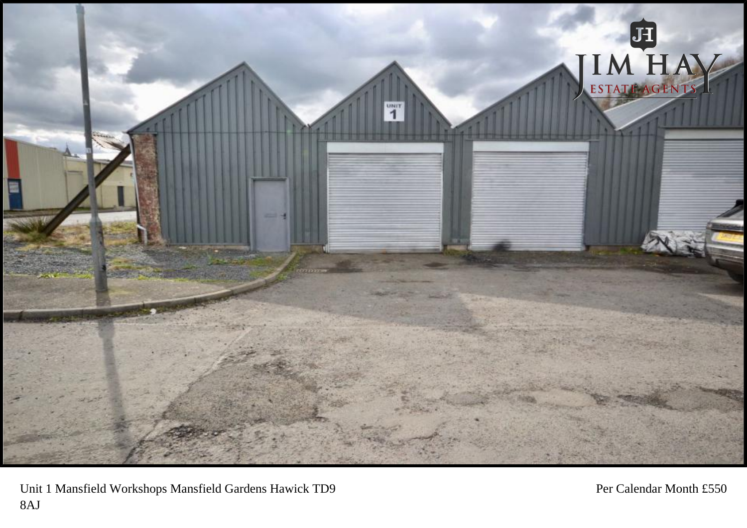Unit 1 Mansfield Workshops Mansfield Gardens Hawick TD9 8AJ

Per Calendar Month £550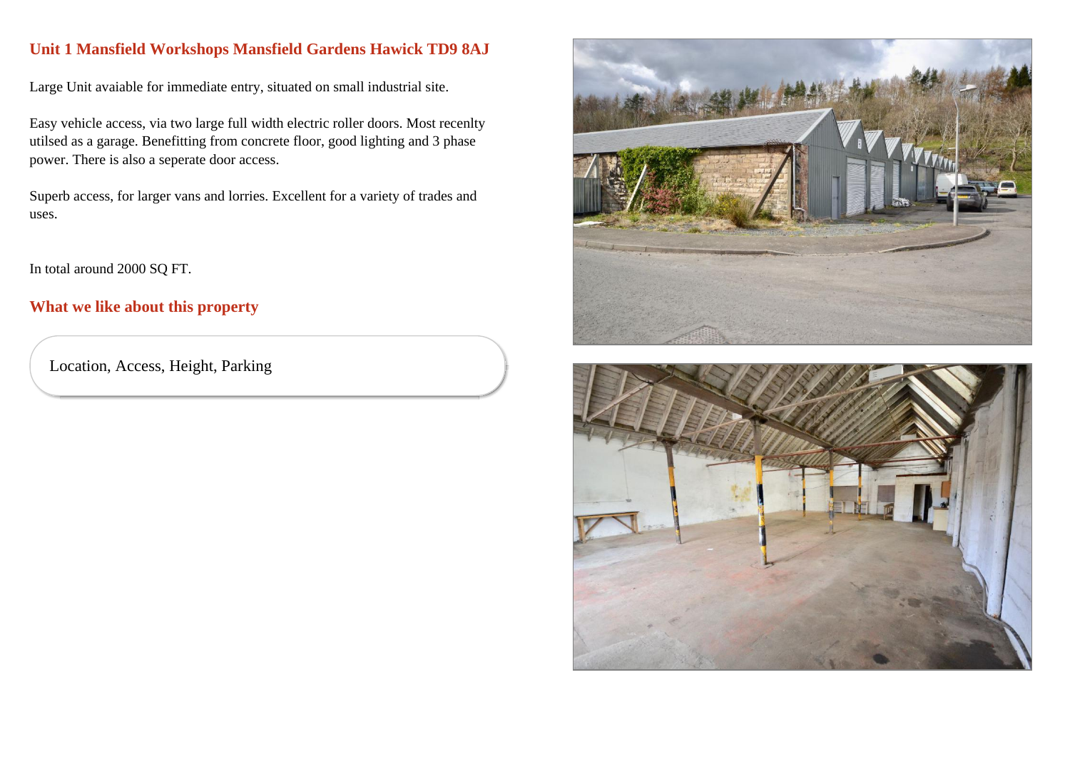## Unit 1 Mansfield Workshops Mansfield Gardens Hawick TD9 8AJ

Large Unit avaiable for immediate entry, situated on small industrial site.

Easy vehicle access, via two large full width electric roller doors. Most recenlty utilsed as a garage. Benefitting from concrete floor, good lighting and 3 phase power. There is also a seperate door access.

Superb access, for larger vans and lorries. Excellent for a variety of trades and uses.

In total around 2000 SQ FT.

## What we like about this property

Location, Access, Height, Parking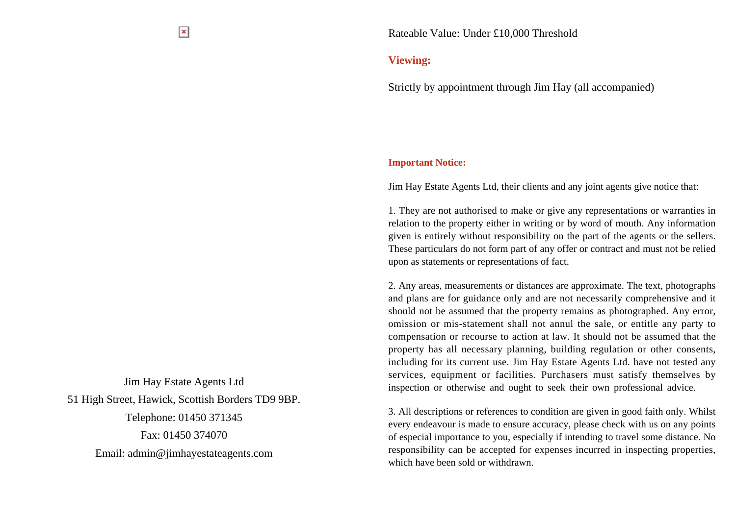Jim Hay Estate Agents Ltd
51 High Street, Hawick, Scottish Borders TD9 9BP.
Telephone: 01450 371345
Fax: 01450 374070
Email: admin@jimhayestateagents.com

Rateable Value: Under £10,000 Threshold

**Viewing:**

Strictly by appointment through Jim Hay (all accompanied)

**Important Notice:**

Jim Hay Estate Agents Ltd, their clients and any joint agents give notice that:

1. They are not authorised to make or give any representations or warranties in relation to the property either in writing or by word of mouth. Any information given is entirely without responsibility on the part of the agents or the sellers. These particulars do not form part of any offer or contract and must not be relied upon as statements or representations of fact.

2. Any areas, measurements or distances are approximate. The text, photographs and plans are for guidance only and are not necessarily comprehensive and it should not be assumed that the property remains as photographed. Any error, omission or mis-statement shall not annul the sale, or entitle any party to compensation or recourse to action at law. It should not be assumed that the property has all necessary planning, building regulation or other consents, including for its current use. Jim Hay Estate Agents Ltd. have not tested any services, equipment or facilities. Purchasers must satisfy themselves by inspection or otherwise and ought to seek their own professional advice.

3. All descriptions or references to condition are given in good faith only. Whilst every endeavour is made to ensure accuracy, please check with us on any points of especial importance to you, especially if intending to travel some distance. No responsibility can be accepted for expenses incurred in inspecting properties, which have been sold or withdrawn.